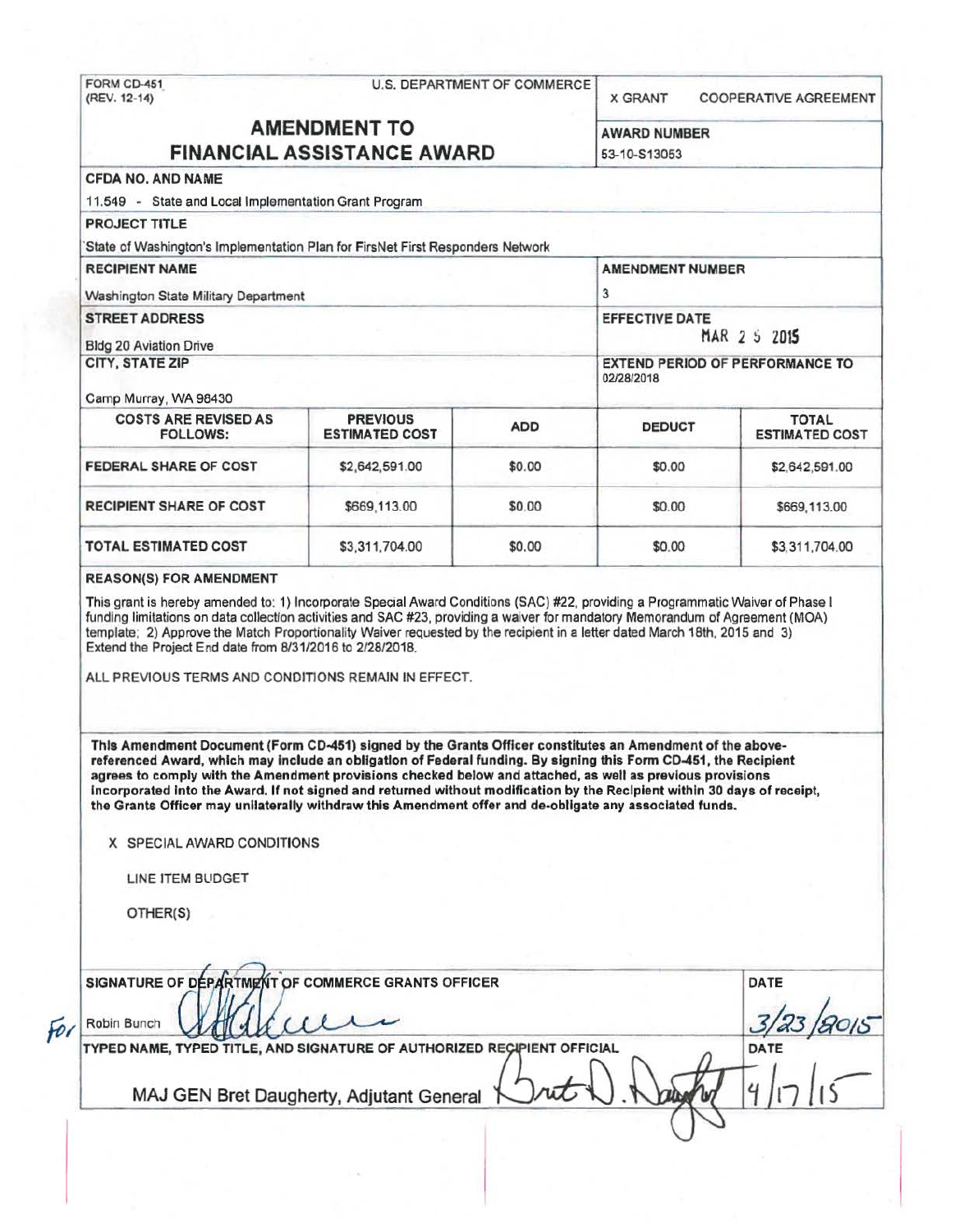FORM CD-451
(REV. 12-14)

U.S. DEPARTMENT OF COMMERCE

X GRANT    COOPERATIVE AGREEMENT

# AMENDMENT TO FINANCIAL ASSISTANCE AWARD

**AWARD NUMBER**
53-10-S13053

**CFDA NO. AND NAME**
11.549 - State and Local Implementation Grant Program

**PROJECT TITLE**
State of Washington's Implementation Plan for FirsNet First Responders Network

**RECIPIENT NAME**
Washington State Military Department

**AMENDMENT NUMBER**
3

**STREET ADDRESS**
Bldg 20 Aviation Drive

**EFFECTIVE DATE**
MAR 2 5 2015

**CITY, STATE ZIP**
Camp Murray, WA 98430

**EXTEND PERIOD OF PERFORMANCE TO**
02/28/2018

| COSTS ARE REVISED AS FOLLOWS: | PREVIOUS ESTIMATED COST | ADD | DEDUCT | TOTAL ESTIMATED COST |
|---|---|---|---|---|
| FEDERAL SHARE OF COST | $2,642,591.00 | $0.00 | $0.00 | $2,642,591.00 |
| RECIPIENT SHARE OF COST | $669,113.00 | $0.00 | $0.00 | $669,113.00 |
| TOTAL ESTIMATED COST | $3,311,704.00 | $0.00 | $0.00 | $3,311,704.00 |

**REASON(S) FOR AMENDMENT**

This grant is hereby amended to: 1) Incorporate Special Award Conditions (SAC) #22, providing a Programmatic Waiver of Phase I funding limitations on data collection activities and SAC #23, providing a waiver for mandatory Memorandum of Agreement (MOA) template; 2) Approve the Match Proportionality Waiver requested by the recipient in a letter dated March 18th, 2015 and 3) Extend the Project End date from 8/31/2016 to 2/28/2018.

ALL PREVIOUS TERMS AND CONDITIONS REMAIN IN EFFECT.

**This Amendment Document (Form CD-451) signed by the Grants Officer constitutes an Amendment of the above-referenced Award, which may include an obligation of Federal funding. By signing this Form CD-451, the Recipient agrees to comply with the Amendment provisions checked below and attached, as well as previous provisions incorporated into the Award. If not signed and returned without modification by the Recipient within 30 days of receipt, the Grants Officer may unilaterally withdraw this Amendment offer and de-obligate any associated funds.**

X SPECIAL AWARD CONDITIONS

LINE ITEM BUDGET

OTHER(S)

**SIGNATURE OF DEPARTMENT OF COMMERCE GRANTS OFFICER**
For Robin Bunch

**DATE**
3/23/2015

**TYPED NAME, TYPED TITLE, AND SIGNATURE OF AUTHORIZED RECIPIENT OFFICIAL**
MAJ GEN Bret Daugherty, Adjutant General

**DATE**
4/17/15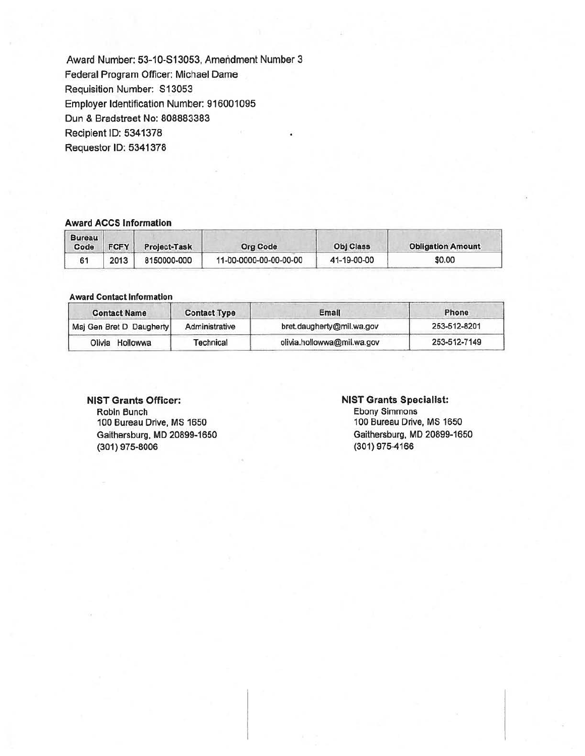Award Number: 53-10-S13053, Amendment Number 3
Federal Program Officer: Michael Dame
Requisition Number: S13053
Employer Identification Number: 916001095
Dun & Bradstreet No: 808883383
Recipient ID: 5341378
Requestor ID: 5341378

**Award ACCS Information**

| Bureau Code | FCFY | Project-Task | Org Code | Obj Class | Obligation Amount |
|---|---|---|---|---|---|
| 61 | 2013 | 8150000-000 | 11-00-0000-00-00-00-00 | 41-19-00-00 | $0.00 |

**Award Contact Information**

| Contact Name | Contact Type | Email | Phone |
|---|---|---|---|
| Maj Gen Bret D Daugherty | Administrative | bret.daugherty@mil.wa.gov | 253-512-8201 |
| Olivia Hollowwa | Technical | olivia.hollowwa@mil.wa.gov | 253-512-7149 |

**NIST Grants Officer:**
Robin Bunch
100 Bureau Drive, MS 1650
Gaithersburg, MD 20899-1650
(301) 975-8006

**NIST Grants Specialist:**
Ebony Simmons
100 Bureau Drive, MS 1650
Gaithersburg, MD 20899-1650
(301) 975-4166